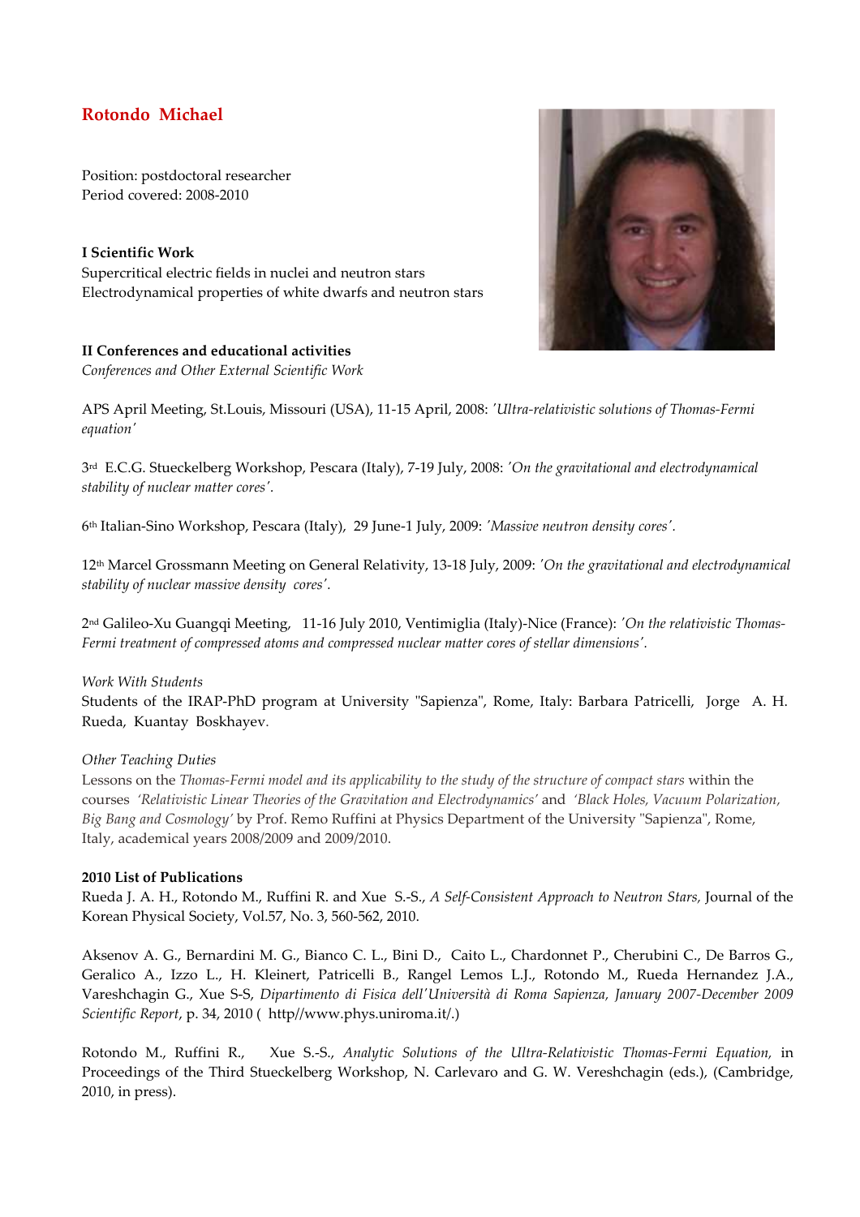# Rotondo Michael

Position: postdoctoral researcher
Period covered: 2008-2010

**I Scientific Work**
Supercritical electric fields in nuclei and neutron stars
Electrodynamical properties of white dwarfs and neutron stars

**II Conferences and educational activities**
*Conferences and Other External Scientific Work*

APS April Meeting, St.Louis, Missouri (USA), 11-15 April, 2008: *'Ultra-relativistic solutions of Thomas-Fermi equation'*

3rd E.C.G. Stueckelberg Workshop, Pescara (Italy), 7-19 July, 2008: *'On the gravitational and electrodynamical stability of nuclear matter cores'.*

6th Italian-Sino Workshop, Pescara (Italy), 29 June-1 July, 2009: *'Massive neutron density cores'.*

12th Marcel Grossmann Meeting on General Relativity, 13-18 July, 2009: *'On the gravitational and electrodynamical stability of nuclear massive density cores'.*

2nd Galileo-Xu Guangqi Meeting, 11-16 July 2010, Ventimiglia (Italy)-Nice (France): *'On the relativistic Thomas-Fermi treatment of compressed atoms and compressed nuclear matter cores of stellar dimensions'.*

*Work With Students*
Students of the IRAP-PhD program at University "Sapienza", Rome, Italy: Barbara Patricelli, Jorge A. H. Rueda, Kuantay Boshkhayev.

*Other Teaching Duties*
Lessons on the *Thomas-Fermi model and its applicability to the study of the structure of compact stars* within the courses *'Relativistic Linear Theories of the Gravitation and Electrodynamics'* and *'Black Holes, Vacuum Polarization, Big Bang and Cosmology'* by Prof. Remo Ruffini at Physics Department of the University "Sapienza", Rome, Italy, academical years 2008/2009 and 2009/2010.

**2010 List of Publications**
Rueda J. A. H., Rotondo M., Ruffini R. and Xue S.-S., *A Self-Consistent Approach to Neutron Stars,* Journal of the Korean Physical Society, Vol.57, No. 3, 560-562, 2010.

Aksenov A. G., Bernardini M. G., Bianco C. L., Bini D., Caito L., Chardonnet P., Cherubini C., De Barros G., Geralico A., Izzo L., H. Kleinert, Patricelli B., Rangel Lemos L.J., Rotondo M., Rueda Hernandez J.A., Vareshchagin G., Xue S-S, *Dipartimento di Fisica dell'Università di Roma Sapienza, January 2007-December 2009 Scientific Report*, p. 34, 2010 ( http//www.phys.uniroma.it/.)

Rotondo M., Ruffini R., Xue S.-S., *Analytic Solutions of the Ultra-Relativistic Thomas-Fermi Equation,* in Proceedings of the Third Stueckelberg Workshop, N. Carlevaro and G. W. Vereshchagin (eds.), (Cambridge, 2010, in press).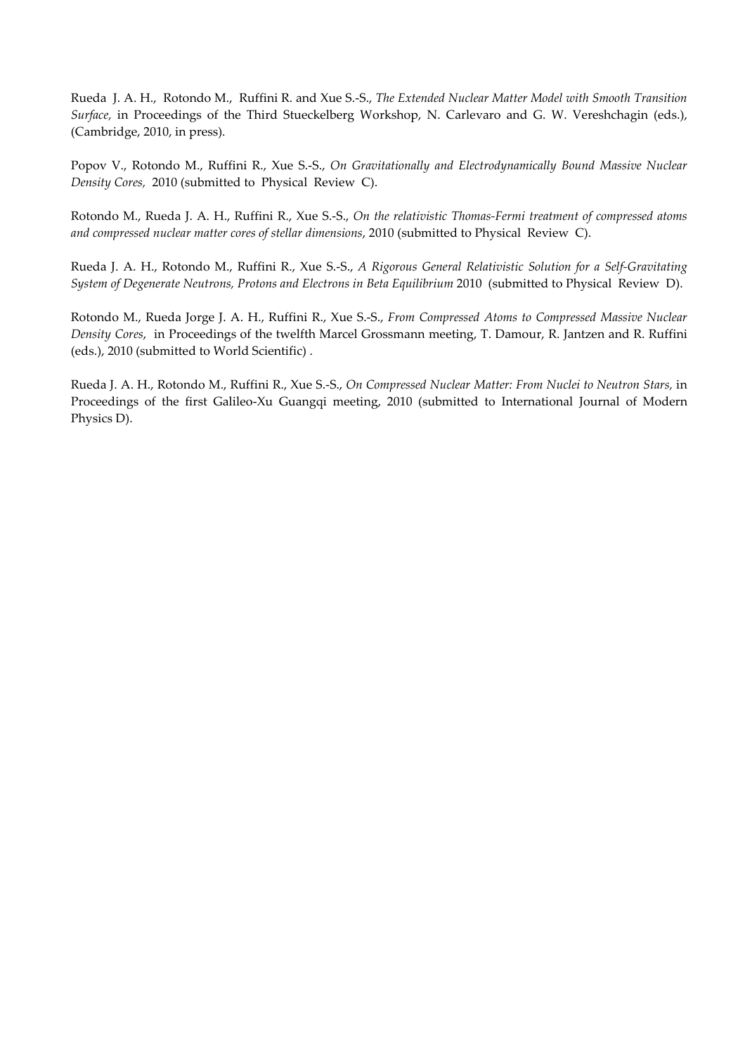Rueda J. A. H., Rotondo M., Ruffini R. and Xue S.-S., *The Extended Nuclear Matter Model with Smooth Transition Surface,* in Proceedings of the Third Stueckelberg Workshop, N. Carlevaro and G. W. Vereshchagin (eds.), (Cambridge, 2010, in press).

Popov V., Rotondo M., Ruffini R., Xue S.-S., *On Gravitationally and Electrodynamically Bound Massive Nuclear Density Cores,* 2010 (submitted to Physical Review C).

Rotondo M., Rueda J. A. H., Ruffini R., Xue S.-S., *On the relativistic Thomas-Fermi treatment of compressed atoms and compressed nuclear matter cores of stellar dimensions*, 2010 (submitted to Physical Review C).

Rueda J. A. H., Rotondo M., Ruffini R., Xue S.-S., *A Rigorous General Relativistic Solution for a Self-Gravitating System of Degenerate Neutrons, Protons and Electrons in Beta Equilibrium* 2010 (submitted to Physical Review D).

Rotondo M., Rueda Jorge J. A. H., Ruffini R., Xue S.-S., *From Compressed Atoms to Compressed Massive Nuclear Density Cores*, in Proceedings of the twelfth Marcel Grossmann meeting, T. Damour, R. Jantzen and R. Ruffini (eds.), 2010 (submitted to World Scientific) .

Rueda J. A. H., Rotondo M., Ruffini R., Xue S.-S., *On Compressed Nuclear Matter: From Nuclei to Neutron Stars,* in Proceedings of the first Galileo-Xu Guangqi meeting, 2010 (submitted to International Journal of Modern Physics D).